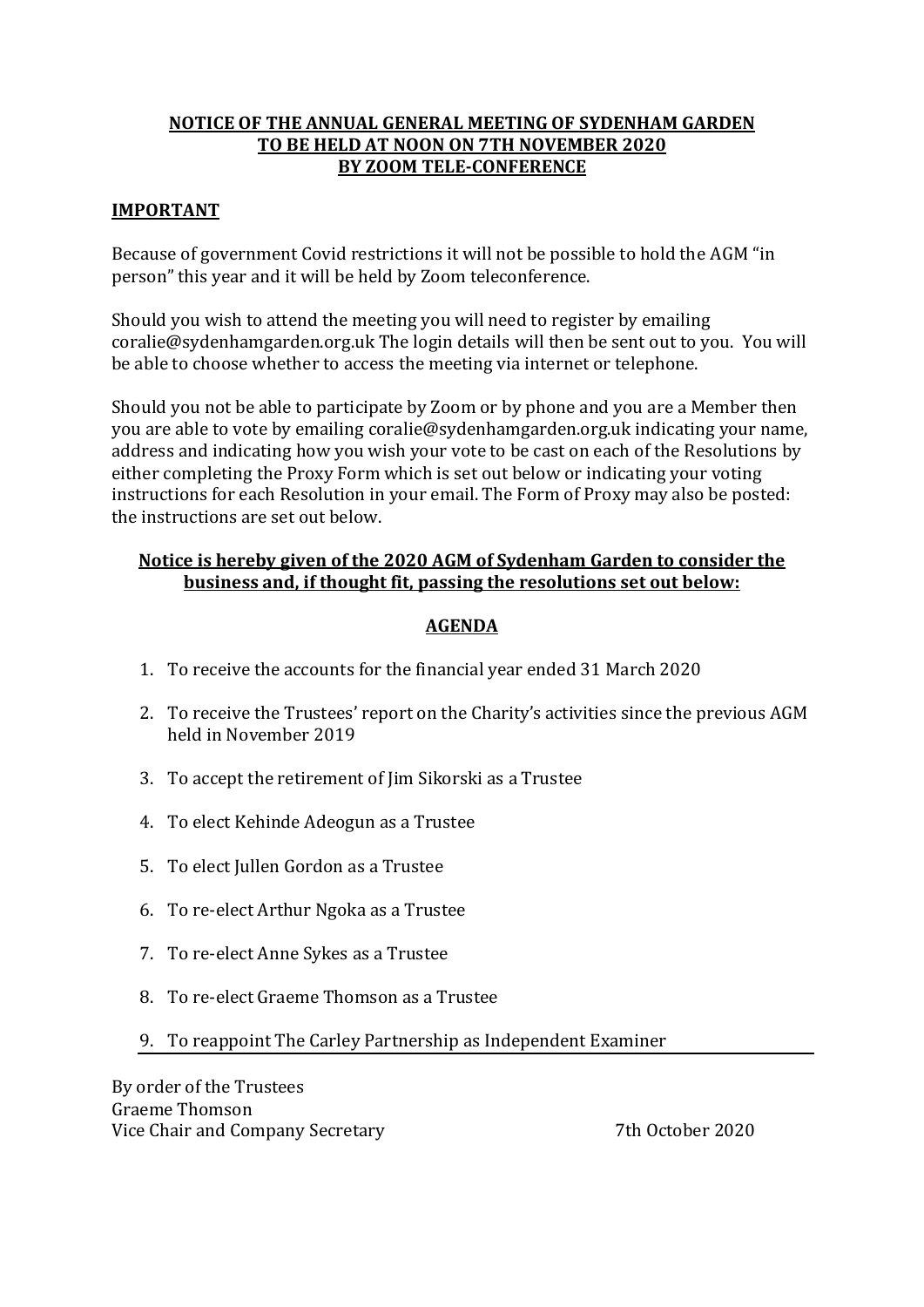**NOTICE OF THE ANNUAL GENERAL MEETING OF SYDENHAM GARDEN**
**TO BE HELD AT NOON ON 7TH NOVEMBER 2020**
**BY ZOOM TELE-CONFERENCE**

## IMPORTANT

Because of government Covid restrictions it will not be possible to hold the AGM "in person" this year and it will be held by Zoom teleconference.

Should you wish to attend the meeting you will need to register by emailing coralie@sydenhamgarden.org.uk The login details will then be sent out to you. You will be able to choose whether to access the meeting via internet or telephone.

Should you not be able to participate by Zoom or by phone and you are a Member then you are able to vote by emailing coralie@sydenhamgarden.org.uk indicating your name, address and indicating how you wish your vote to be cast on each of the Resolutions by either completing the Proxy Form which is set out below or indicating your voting instructions for each Resolution in your email. The Form of Proxy may also be posted: the instructions are set out below.

**Notice is hereby given of the 2020 AGM of Sydenham Garden to consider the business and, if thought fit, passing the resolutions set out below:**

## AGENDA

1. To receive the accounts for the financial year ended 31 March 2020
2. To receive the Trustees' report on the Charity's activities since the previous AGM held in November 2019
3. To accept the retirement of Jim Sikorski as a Trustee
4. To elect Kehinde Adeogun as a Trustee
5. To elect Jullen Gordon as a Trustee
6. To re-elect Arthur Ngoka as a Trustee
7. To re-elect Anne Sykes as a Trustee
8. To re-elect Graeme Thomson as a Trustee
9. To reappoint The Carley Partnership as Independent Examiner

By order of the Trustees
Graeme Thomson
Vice Chair and Company Secretary

7th October 2020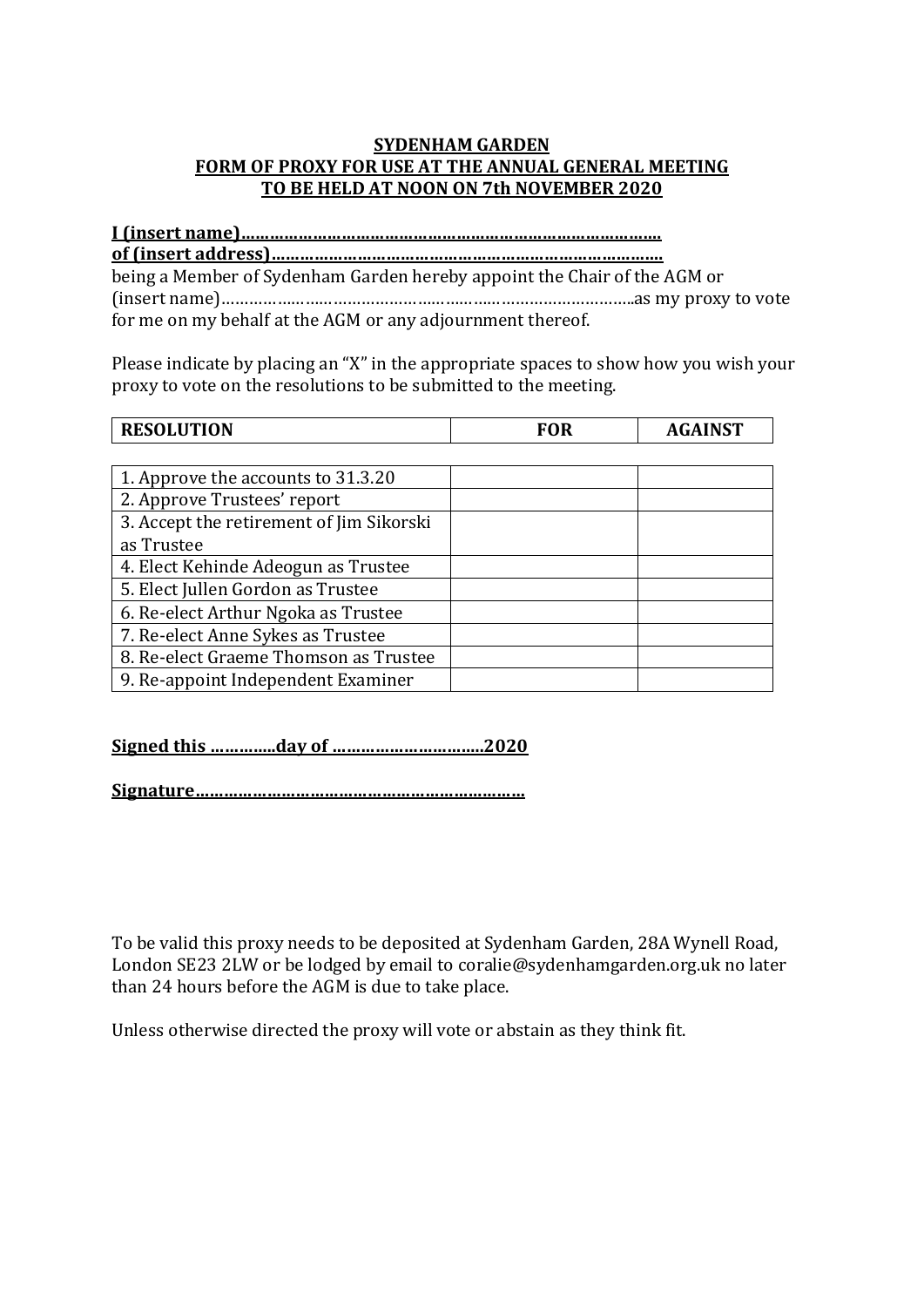**SYDENHAM GARDEN**
**FORM OF PROXY FOR USE AT THE ANNUAL GENERAL MEETING**
**TO BE HELD AT NOON ON 7th NOVEMBER 2020**

**I (insert name)…………………………………………………………………………..**
**of (insert address)……………………………………………………………………….**
being a Member of Sydenham Garden hereby appoint the Chair of the AGM or (insert name)………………………………………………………………………………..as my proxy to vote for me on my behalf at the AGM or any adjournment thereof.

Please indicate by placing an "X" in the appropriate spaces to show how you wish your proxy to vote on the resolutions to be submitted to the meeting.

| RESOLUTION | FOR | AGAINST |
|---|---|---|
| 1. Approve the accounts to 31.3.20 | | |
| 2. Approve Trustees' report | | |
| 3. Accept the retirement of Jim Sikorski as Trustee | | |
| 4. Elect Kehinde Adeogun as Trustee | | |
| 5. Elect Jullen Gordon as Trustee | | |
| 6. Re-elect Arthur Ngoka as Trustee | | |
| 7. Re-elect Anne Sykes as Trustee | | |
| 8. Re-elect Graeme Thomson as Trustee | | |
| 9. Re-appoint Independent Examiner | | |

**Signed this …………..day of …………………………..2020**

**Signature……………………………………………………………**

To be valid this proxy needs to be deposited at Sydenham Garden, 28A Wynell Road, London SE23 2LW or be lodged by email to coralie@sydenhamgarden.org.uk no later than 24 hours before the AGM is due to take place.

Unless otherwise directed the proxy will vote or abstain as they think fit.